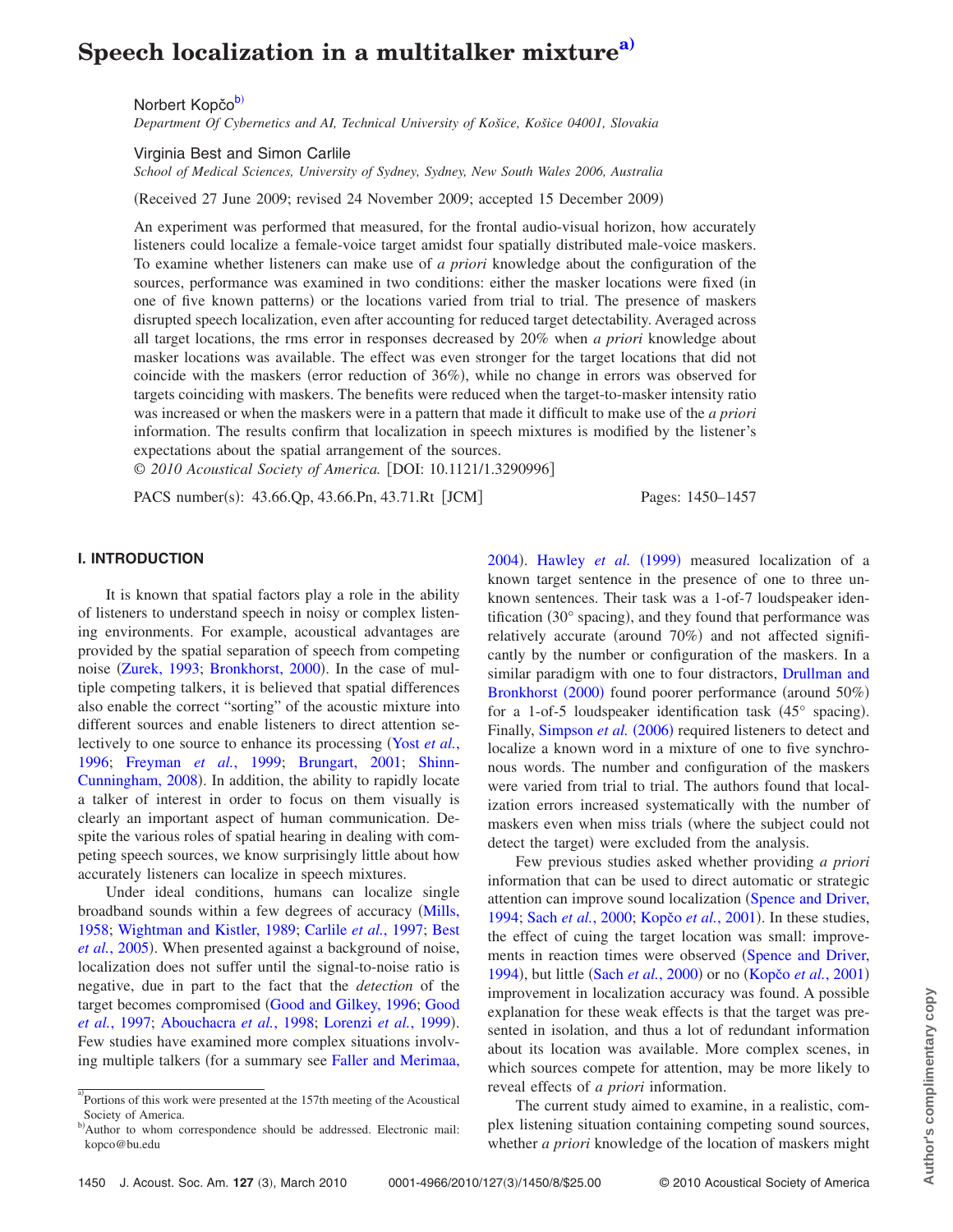# Speech localization in a multitalker mixture[a)]

Norbert Kopčo[b)]

*Department Of Cybernetics and AI, Technical University of Košice, Košice 04001, Slovakia*

Virginia Best and Simon Carlile

*School of Medical Sciences, University of Sydney, Sydney, New South Wales 2006, Australia*

(Received 27 June 2009; revised 24 November 2009; accepted 15 December 2009)

An experiment was performed that measured, for the frontal audio-visual horizon, how accurately listeners could localize a female-voice target amidst four spatially distributed male-voice maskers. To examine whether listeners can make use of *a priori* knowledge about the configuration of the sources, performance was examined in two conditions: either the masker locations were fixed (in one of five known patterns) or the locations varied from trial to trial. The presence of maskers disrupted speech localization, even after accounting for reduced target detectability. Averaged across all target locations, the rms error in responses decreased by 20% when *a priori* knowledge about masker locations was available. The effect was even stronger for the target locations that did not coincide with the maskers (error reduction of 36%), while no change in errors was observed for targets coinciding with maskers. The benefits were reduced when the target-to-masker intensity ratio was increased or when the maskers were in a pattern that made it difficult to make use of the *a priori* information. The results confirm that localization in speech mixtures is modified by the listener's expectations about the spatial arrangement of the sources.

© *2010 Acoustical Society of America.* [DOI: 10.1121/1.3290996]

PACS number(s): 43.66.Qp, 43.66.Pn, 43.71.Rt [JCM] Pages: 1450–1457

## I. INTRODUCTION

It is known that spatial factors play a role in the ability of listeners to understand speech in noisy or complex listening environments. For example, acoustical advantages are provided by the spatial separation of speech from competing noise (Zurek, 1993; Bronkhorst, 2000). In the case of multiple competing talkers, it is believed that spatial differences also enable the correct "sorting" of the acoustic mixture into different sources and enable listeners to direct attention selectively to one source to enhance its processing (Yost *et al.*, 1996; Freyman *et al.*, 1999; Brungart, 2001; Shinn-Cunningham, 2008). In addition, the ability to rapidly locate a talker of interest in order to focus on them visually is clearly an important aspect of human communication. Despite the various roles of spatial hearing in dealing with competing speech sources, we know surprisingly little about how accurately listeners can localize in speech mixtures.

Under ideal conditions, humans can localize single broadband sounds within a few degrees of accuracy (Mills, 1958; Wightman and Kistler, 1989; Carlile *et al.*, 1997; Best *et al.*, 2005). When presented against a background of noise, localization does not suffer until the signal-to-noise ratio is negative, due in part to the fact that the *detection* of the target becomes compromised (Good and Gilkey, 1996; Good *et al.*, 1997; Abouchacra *et al.*, 1998; Lorenzi *et al.*, 1999). Few studies have examined more complex situations involving multiple talkers (for a summary see Faller and Merimaa, 2004). Hawley *et al.* (1999) measured localization of a known target sentence in the presence of one to three unknown sentences. Their task was a 1-of-7 loudspeaker identification (30° spacing), and they found that performance was relatively accurate (around 70%) and not affected significantly by the number or configuration of the maskers. In a similar paradigm with one to four distractors, Drullman and Bronkhorst (2000) found poorer performance (around 50%) for a 1-of-5 loudspeaker identification task (45° spacing). Finally, Simpson *et al.* (2006) required listeners to detect and localize a known word in a mixture of one to five synchronous words. The number and configuration of the maskers were varied from trial to trial. The authors found that localization errors increased systematically with the number of maskers even when miss trials (where the subject could not detect the target) were excluded from the analysis.

Few previous studies asked whether providing *a priori* information that can be used to direct automatic or strategic attention can improve sound localization (Spence and Driver, 1994; Sach *et al.*, 2000; Kopčo *et al.*, 2001). In these studies, the effect of cuing the target location was small: improvements in reaction times were observed (Spence and Driver, 1994), but little (Sach *et al.*, 2000) or no (Kopčo *et al.*, 2001) improvement in localization accuracy was found. A possible explanation for these weak effects is that the target was presented in isolation, and thus a lot of redundant information about its location was available. More complex scenes, in which sources compete for attention, may be more likely to reveal effects of *a priori* information.

The current study aimed to examine, in a realistic, complex listening situation containing competing sound sources, whether *a priori* knowledge of the location of maskers might

[a)] Portions of this work were presented at the 157th meeting of the Acoustical Society of America.

[b)] Author to whom correspondence should be addressed. Electronic mail: kopco@bu.edu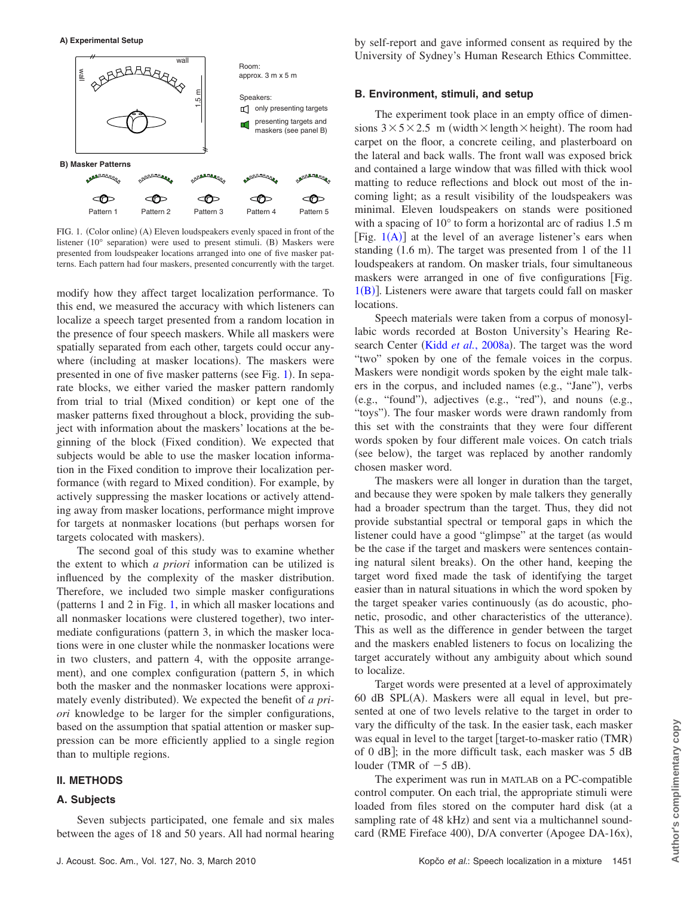A) Experimental Setup

wall

wall

Room:
approx. 3 m x 5 m

1.5 m

Speakers:
only presenting targets
presenting targets and maskers (see panel B)

B) Masker Patterns

Pattern 1
Pattern 2
Pattern 3
Pattern 4
Pattern 5

FIG. 1. (Color online) (A) Eleven loudspeakers evenly spaced in front of the listener (10° separation) were used to present stimuli. (B) Maskers were presented from loudspeaker locations arranged into one of five masker patterns. Each pattern had four maskers, presented concurrently with the target.

modify how they affect target localization performance. To this end, we measured the accuracy with which listeners can localize a speech target presented from a random location in the presence of four speech maskers. While all maskers were spatially separated from each other, targets could occur anywhere (including at masker locations). The maskers were presented in one of five masker patterns (see Fig. 1). In separate blocks, we either varied the masker pattern randomly from trial to trial (Mixed condition) or kept one of the masker patterns fixed throughout a block, providing the subject with information about the maskers' locations at the beginning of the block (Fixed condition). We expected that subjects would be able to use the masker location information in the Fixed condition to improve their localization performance (with regard to Mixed condition). For example, by actively suppressing the masker locations or actively attending away from masker locations, performance might improve for targets at nonmasker locations (but perhaps worsen for targets colocated with maskers).

The second goal of this study was to examine whether the extent to which *a priori* information can be utilized is influenced by the complexity of the masker distribution. Therefore, we included two simple masker configurations (patterns 1 and 2 in Fig. 1, in which all masker locations and all nonmasker locations were clustered together), two intermediate configurations (pattern 3, in which the masker locations were in one cluster while the nonmasker locations were in two clusters, and pattern 4, with the opposite arrangement), and one complex configuration (pattern 5, in which both the masker and the nonmasker locations were approximately evenly distributed). We expected the benefit of *a priori* knowledge to be larger for the simpler configurations, based on the assumption that spatial attention or masker suppression can be more efficiently applied to a single region than to multiple regions.

## II. METHODS

### A. Subjects

Seven subjects participated, one female and six males between the ages of 18 and 50 years. All had normal hearing by self-report and gave informed consent as required by the University of Sydney's Human Research Ethics Committee.

### B. Environment, stimuli, and setup

The experiment took place in an empty office of dimensions $3 \times 5 \times 2.5$ m (width $\times$ length $\times$ height). The room had carpet on the floor, a concrete ceiling, and plasterboard on the lateral and back walls. The front wall was exposed brick and contained a large window that was filled with thick wool matting to reduce reflections and block out most of the incoming light; as a result visibility of the loudspeakers was minimal. Eleven loudspeakers on stands were positioned with a spacing of 10° to form a horizontal arc of radius 1.5 m [Fig. 1(A)] at the level of an average listener's ears when standing (1.6 m). The target was presented from 1 of the 11 loudspeakers at random. On masker trials, four simultaneous maskers were arranged in one of five configurations [Fig. 1(B)]. Listeners were aware that targets could fall on masker locations.

Speech materials were taken from a corpus of monosyllabic words recorded at Boston University's Hearing Research Center (Kidd *et al.*, 2008a). The target was the word "two" spoken by one of the female voices in the corpus. Maskers were nondigit words spoken by the eight male talkers in the corpus, and included names (e.g., "Jane"), verbs (e.g., "found"), adjectives (e.g., "red"), and nouns (e.g., "toys"). The four masker words were drawn randomly from this set with the constraints that they were four different words spoken by four different male voices. On catch trials (see below), the target was replaced by another randomly chosen masker word.

The maskers were all longer in duration than the target, and because they were spoken by male talkers they generally had a broader spectrum than the target. Thus, they did not provide substantial spectral or temporal gaps in which the listener could have a good "glimpse" at the target (as would be the case if the target and maskers were sentences containing natural silent breaks). On the other hand, keeping the target word fixed made the task of identifying the target easier than in natural situations in which the word spoken by the target speaker varies continuously (as do acoustic, phonetic, prosodic, and other characteristics of the utterance). This as well as the difference in gender between the target and the maskers enabled listeners to focus on localizing the target accurately without any ambiguity about which sound to localize.

Target words were presented at a level of approximately 60 dB SPL(A). Maskers were all equal in level, but presented at one of two levels relative to the target in order to vary the difficulty of the task. In the easier task, each masker was equal in level to the target [target-to-masker ratio (TMR) of 0 dB]; in the more difficult task, each masker was 5 dB louder (TMR of −5 dB).

The experiment was run in MATLAB on a PC-compatible control computer. On each trial, the appropriate stimuli were loaded from files stored on the computer hard disk (at a sampling rate of 48 kHz) and sent via a multichannel soundcard (RME Fireface 400), D/A converter (Apogee DA-16x),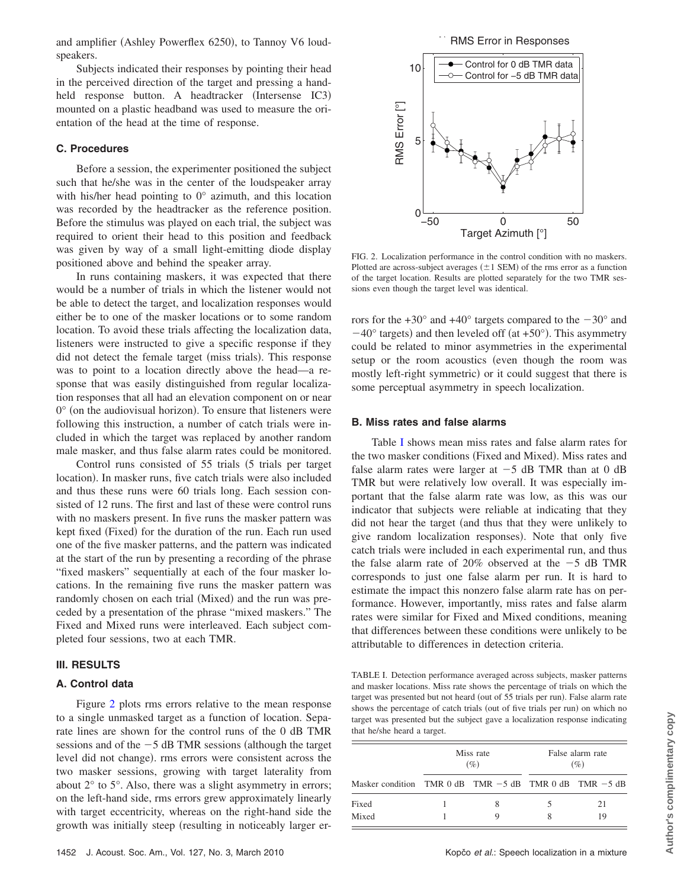and amplifier (Ashley Powerflex 6250), to Tannoy V6 loudspeakers.

Subjects indicated their responses by pointing their head in the perceived direction of the target and pressing a handheld response button. A headtracker (Intersense IC3) mounted on a plastic headband was used to measure the orientation of the head at the time of response.

### C. Procedures

Before a session, the experimenter positioned the subject such that he/she was in the center of the loudspeaker array with his/her head pointing to 0° azimuth, and this location was recorded by the headtracker as the reference position. Before the stimulus was played on each trial, the subject was required to orient their head to this position and feedback was given by way of a small light-emitting diode display positioned above and behind the speaker array.

In runs containing maskers, it was expected that there would be a number of trials in which the listener would not be able to detect the target, and localization responses would either be to one of the masker locations or to some random location. To avoid these trials affecting the localization data, listeners were instructed to give a specific response if they did not detect the female target (miss trials). This response was to point to a location directly above the head—a response that was easily distinguished from regular localization responses that all had an elevation component on or near 0° (on the audiovisual horizon). To ensure that listeners were following this instruction, a number of catch trials were included in which the target was replaced by another random male masker, and thus false alarm rates could be monitored.

Control runs consisted of 55 trials (5 trials per target location). In masker runs, five catch trials were also included and thus these runs were 60 trials long. Each session consisted of 12 runs. The first and last of these were control runs with no maskers present. In five runs the masker pattern was kept fixed (Fixed) for the duration of the run. Each run used one of the five masker patterns, and the pattern was indicated at the start of the run by presenting a recording of the phrase "fixed maskers" sequentially at each of the four masker locations. In the remaining five runs the masker pattern was randomly chosen on each trial (Mixed) and the run was preceded by a presentation of the phrase "mixed maskers." The Fixed and Mixed runs were interleaved. Each subject completed four sessions, two at each TMR.

## III. RESULTS

### A. Control data

Figure 2 plots rms errors relative to the mean response to a single unmasked target as a function of location. Separate lines are shown for the control runs of the 0 dB TMR sessions and of the −5 dB TMR sessions (although the target level did not change). rms errors were consistent across the two masker sessions, growing with target laterality from about 2° to 5°. Also, there was a slight asymmetry in errors; on the left-hand side, rms errors grew approximately linearly with target eccentricity, whereas on the right-hand side the growth was initially steep (resulting in noticeably larger errors for the +30° and +40° targets compared to the −30° and −40° targets) and then leveled off (at +50°). This asymmetry could be related to minor asymmetries in the experimental setup or the room acoustics (even though the room was mostly left-right symmetric) or it could suggest that there is some perceptual asymmetry in speech localization.

RMS Error in Responses

Control for 0 dB TMR data
Control for −5 dB TMR data

RMS Error [°]

0
5
10

−50
0
50

Target Azimuth [°]

FIG. 2. Localization performance in the control condition with no maskers. Plotted are across-subject averages (±1 SEM) of the rms error as a function of the target location. Results are plotted separately for the two TMR sessions even though the target level was identical.

### B. Miss rates and false alarms

Table I shows mean miss rates and false alarm rates for the two masker conditions (Fixed and Mixed). Miss rates and false alarm rates were larger at −5 dB TMR than at 0 dB TMR but were relatively low overall. It was especially important that the false alarm rate was low, as this was our indicator that subjects were reliable at indicating that they did not hear the target (and thus that they were unlikely to give random localization responses). Note that only five catch trials were included in each experimental run, and thus the false alarm rate of 20% observed at the −5 dB TMR corresponds to just one false alarm per run. It is hard to estimate the impact this nonzero false alarm rate has on performance. However, importantly, miss rates and false alarm rates were similar for Fixed and Mixed conditions, meaning that differences between these conditions were unlikely to be attributable to differences in detection criteria.

TABLE I. Detection performance averaged across subjects, masker patterns and masker locations. Miss rate shows the percentage of trials on which the target was presented but not heard (out of 55 trials per run). False alarm rate shows the percentage of catch trials (out of five trials per run) on which no target was presented but the subject gave a localization response indicating that he/she heard a target.

| | Miss rate (%) | | False alarm rate (%) | |
|---|---|---|---|---|
| Masker condition | TMR 0 dB | TMR −5 dB | TMR 0 dB | TMR −5 dB |
| Fixed | 1 | 8 | 5 | 21 |
| Mixed | 1 | 9 | 8 | 19 |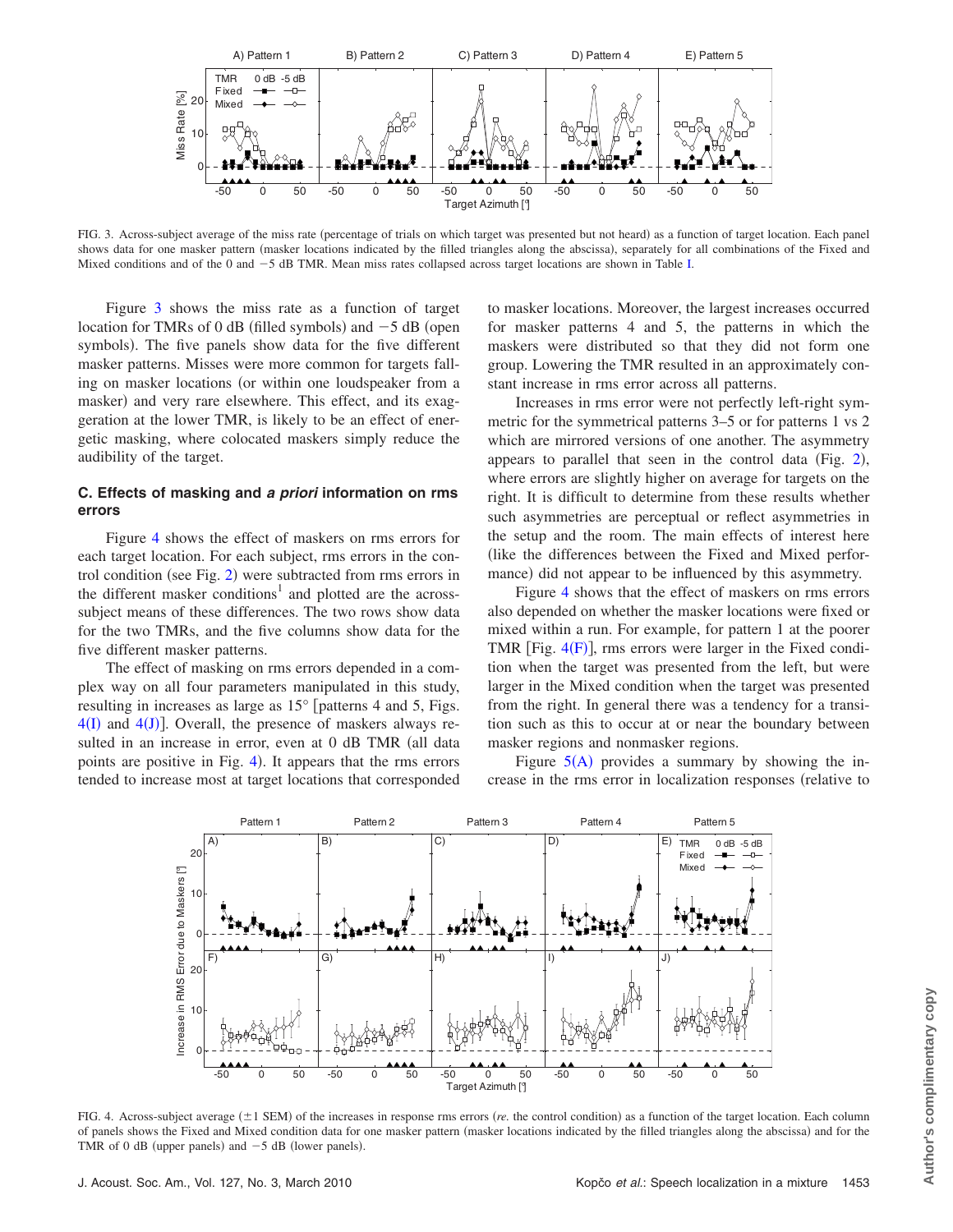A) Pattern 1
B) Pattern 2
C) Pattern 3
D) Pattern 4
E) Pattern 5

TMR 0 dB -5 dB
Fixed
Mixed

Miss Rate [%]
20
10
0
-50 0 50
Target Azimuth [°]

FIG. 3. Across-subject average of the miss rate (percentage of trials on which target was presented but not heard) as a function of target location. Each panel shows data for one masker pattern (masker locations indicated by the filled triangles along the abscissa), separately for all combinations of the Fixed and Mixed conditions and of the 0 and −5 dB TMR. Mean miss rates collapsed across target locations are shown in Table I.

Figure 3 shows the miss rate as a function of target location for TMRs of 0 dB (filled symbols) and −5 dB (open symbols). The five panels show data for the five different masker patterns. Misses were more common for targets falling on masker locations (or within one loudspeaker from a masker) and very rare elsewhere. This effect, and its exaggeration at the lower TMR, is likely to be an effect of energetic masking, where colocated maskers simply reduce the audibility of the target.

### C. Effects of masking and *a priori* information on rms errors

Figure 4 shows the effect of maskers on rms errors for each target location. For each subject, rms errors in the control condition (see Fig. 2) were subtracted from rms errors in the different masker conditions[1] and plotted are the across-subject means of these differences. The two rows show data for the two TMRs, and the five columns show data for the five different masker patterns.

The effect of masking on rms errors depended in a complex way on all four parameters manipulated in this study, resulting in increases as large as 15° [patterns 4 and 5, Figs. 4(I) and 4(J)]. Overall, the presence of maskers always resulted in an increase in error, even at 0 dB TMR (all data points are positive in Fig. 4). It appears that the rms errors tended to increase most at target locations that corresponded to masker locations. Moreover, the largest increases occurred for masker patterns 4 and 5, the patterns in which the maskers were distributed so that they did not form one group. Lowering the TMR resulted in an approximately constant increase in rms error across all patterns.

Increases in rms error were not perfectly left-right symmetric for the symmetrical patterns 3–5 or for patterns 1 vs 2 which are mirrored versions of one another. The asymmetry appears to parallel that seen in the control data (Fig. 2), where errors are slightly higher on average for targets on the right. It is difficult to determine from these results whether such asymmetries are perceptual or reflect asymmetries in the setup and the room. The main effects of interest here (like the differences between the Fixed and Mixed performance) did not appear to be influenced by this asymmetry.

Figure 4 shows that the effect of maskers on rms errors also depended on whether the masker locations were fixed or mixed within a run. For example, for pattern 1 at the poorer TMR [Fig. 4(F)], rms errors were larger in the Fixed condition when the target was presented from the left, but were larger in the Mixed condition when the target was presented from the right. In general there was a tendency for a transition such as this to occur at or near the boundary between masker regions and nonmasker regions.

Figure 5(A) provides a summary by showing the increase in the rms error in localization responses (relative to

Pattern 1
Pattern 2
Pattern 3
Pattern 4
Pattern 5

A) B) C) D) E) F) G) H) I) J)

TMR 0 dB -5 dB
Fixed
Mixed

Increase in RMS Error due to Maskers [°]
20
10
0
-50 0 50
Target Azimuth [°]

FIG. 4. Across-subject average (±1 SEM) of the increases in response rms errors (*re.* the control condition) as a function of the target location. Each column of panels shows the Fixed and Mixed condition data for one masker pattern (masker locations indicated by the filled triangles along the abscissa) and for the TMR of 0 dB (upper panels) and −5 dB (lower panels).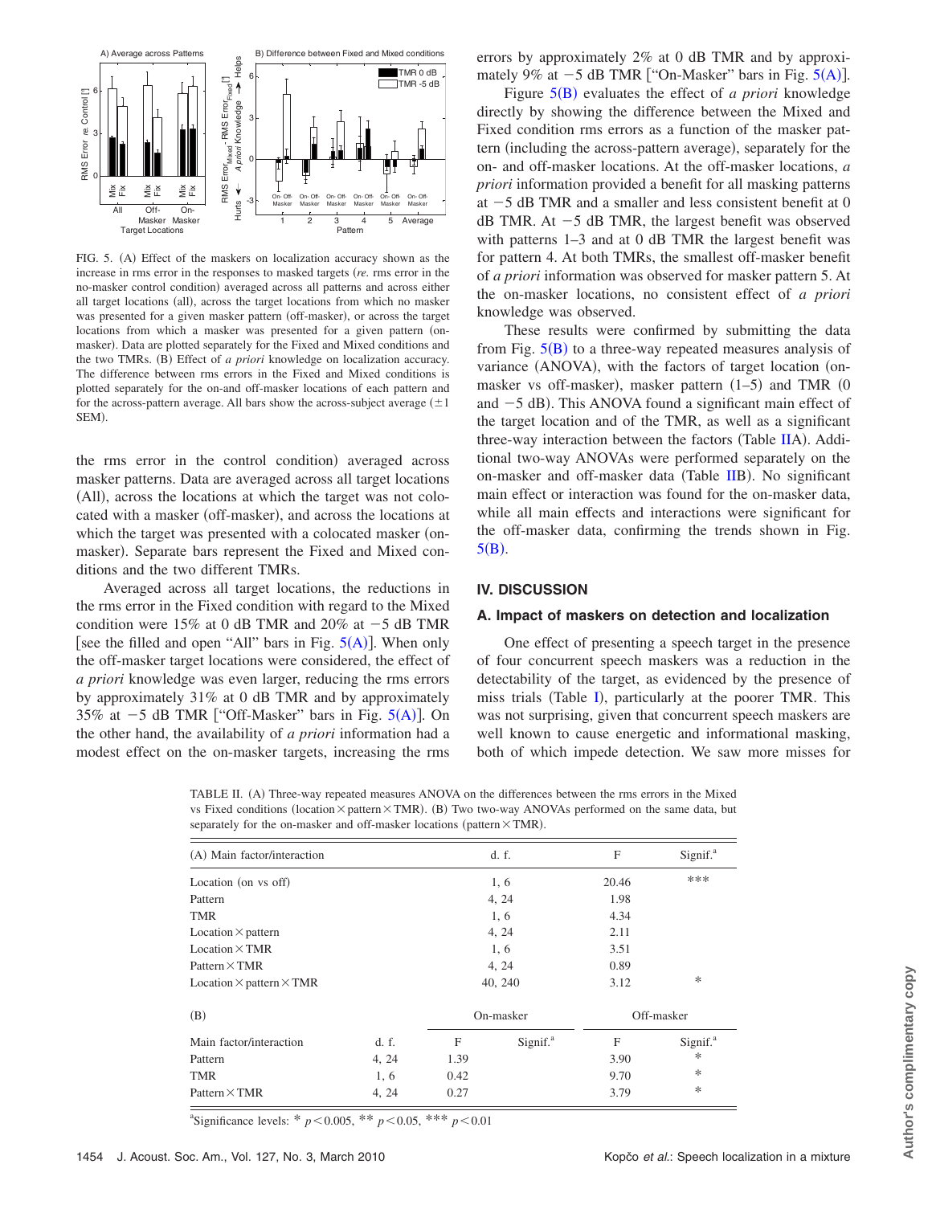A) Average across Patterns

RMS Error *re.* Control [°]

6

3

0

Mix Fix Mix Fix Mix Fix

All Off-Masker On-Masker

Target Locations

B) Difference between Fixed and Mixed conditions

TMR 0 dB

TMR -5 dB

RMS Error$_{Mixed}$ - RMS Error$_{Fixed}$ [°]

Hurts ← *A priori* Knowledge → Helps

6

3

0

-3

On- Off- Masker Masker

1 2 3 4 5 Average

Pattern

FIG. 5. (A) Effect of the maskers on localization accuracy shown as the increase in rms error in the responses to masked targets (*re.* rms error in the no-masker control condition) averaged across all patterns and across either all target locations (all), across the target locations from which no masker was presented for a given masker pattern (off-masker), or across the target locations from which a masker was presented for a given pattern (on-masker). Data are plotted separately for the Fixed and Mixed conditions and the two TMRs. (B) Effect of *a priori* knowledge on localization accuracy. The difference between rms errors in the Fixed and Mixed conditions is plotted separately for the on-and off-masker locations of each pattern and for the across-pattern average. All bars show the across-subject average (±1 SEM).

the rms error in the control condition) averaged across masker patterns. Data are averaged across all target locations (All), across the locations at which the target was not colocated with a masker (off-masker), and across the locations at which the target was presented with a colocated masker (on-masker). Separate bars represent the Fixed and Mixed conditions and the two different TMRs.

Averaged across all target locations, the reductions in the rms error in the Fixed condition with regard to the Mixed condition were 15% at 0 dB TMR and 20% at −5 dB TMR [see the filled and open "All" bars in Fig. 5(A)]. When only the off-masker target locations were considered, the effect of *a priori* knowledge was even larger, reducing the rms errors by approximately 31% at 0 dB TMR and by approximately 35% at −5 dB TMR ["Off-Masker" bars in Fig. 5(A)]. On the other hand, the availability of *a priori* information had a modest effect on the on-masker targets, increasing the rms errors by approximately 2% at 0 dB TMR and by approximately 9% at −5 dB TMR ["On-Masker" bars in Fig. 5(A)].

Figure 5(B) evaluates the effect of *a priori* knowledge directly by showing the difference between the Mixed and Fixed condition rms errors as a function of the masker pattern (including the across-pattern average), separately for the on- and off-masker locations. At the off-masker locations, *a priori* information provided a benefit for all masking patterns at −5 dB TMR and a smaller and less consistent benefit at 0 dB TMR. At −5 dB TMR, the largest benefit was observed with patterns 1–3 and at 0 dB TMR the largest benefit was for pattern 4. At both TMRs, the smallest off-masker benefit of *a priori* information was observed for masker pattern 5. At the on-masker locations, no consistent effect of *a priori* knowledge was observed.

These results were confirmed by submitting the data from Fig. 5(B) to a three-way repeated measures analysis of variance (ANOVA), with the factors of target location (on-masker vs off-masker), masker pattern (1–5) and TMR (0 and −5 dB). This ANOVA found a significant main effect of the target location and of the TMR, as well as a significant three-way interaction between the factors (Table IIA). Additional two-way ANOVAs were performed separately on the on-masker and off-masker data (Table IIB). No significant main effect or interaction was found for the on-masker data, while all main effects and interactions were significant for the off-masker data, confirming the trends shown in Fig. 5(B).

## IV. DISCUSSION

### A. Impact of maskers on detection and localization

One effect of presenting a speech target in the presence of four concurrent speech maskers was a reduction in the detectability of the target, as evidenced by the presence of miss trials (Table I), particularly at the poorer TMR. This was not surprising, given that concurrent speech maskers are well known to cause energetic and informational masking, both of which impede detection. We saw more misses for

TABLE II. (A) Three-way repeated measures ANOVA on the differences between the rms errors in the Mixed vs Fixed conditions (location × pattern × TMR). (B) Two two-way ANOVAs performed on the same data, but separately for the on-masker and off-masker locations (pattern × TMR).

| (A) Main factor/interaction | d. f. | F | Signif.[a] |
|---|---|---|---|
| Location (on vs off) | 1, 6 | 20.46 | *** |
| Pattern | 4, 24 | 1.98 | |
| TMR | 1, 6 | 4.34 | |
| Location × pattern | 4, 24 | 2.11 | |
| Location × TMR | 1, 6 | 3.51 | |
| Pattern × TMR | 4, 24 | 0.89 | |
| Location × pattern × TMR | 40, 240 | 3.12 | * |

| (B) | | On-masker | | Off-masker | |
|---|---|---|---|---|---|
| Main factor/interaction | d. f. | F | Signif.[a] | F | Signif.[a] |
| Pattern | 4, 24 | 1.39 | | 3.90 | * |
| TMR | 1, 6 | 0.42 | | 9.70 | * |
| Pattern × TMR | 4, 24 | 0.27 | | 3.79 | * |

[a]Significance levels: * $p<0.005$, ** $p<0.05$, *** $p<0.01$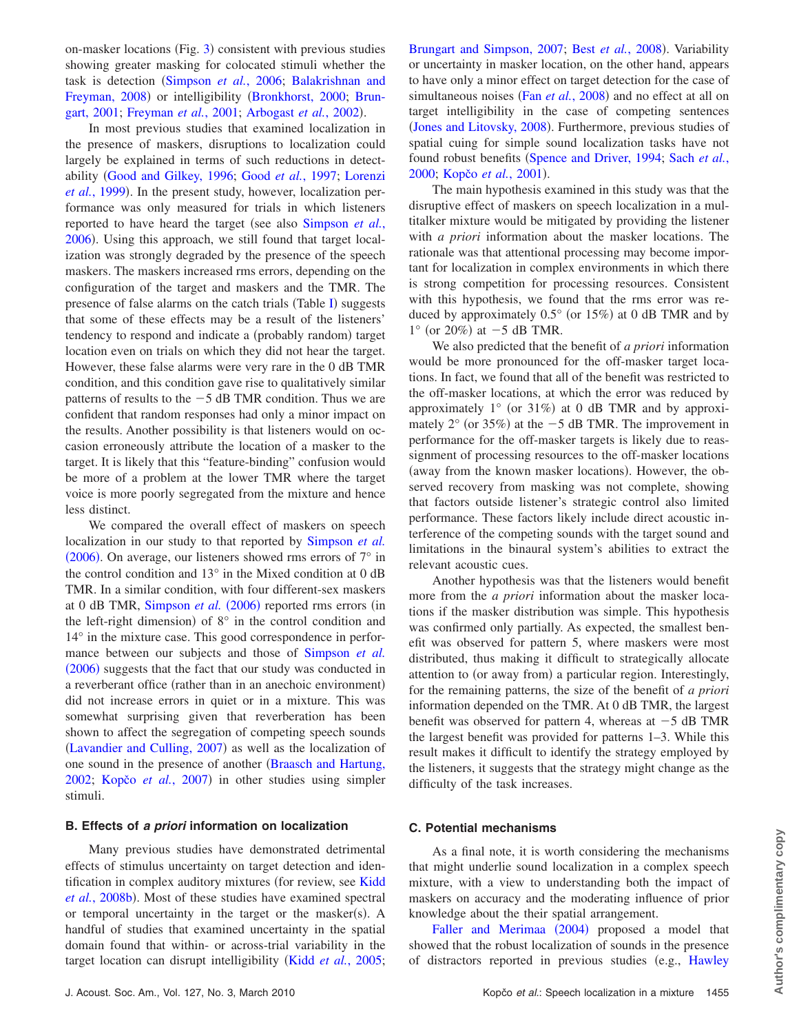on-masker locations (Fig. 3) consistent with previous studies showing greater masking for colocated stimuli whether the task is detection (Simpson *et al.*, 2006; Balakrishnan and Freyman, 2008) or intelligibility (Bronkhorst, 2000; Brungart, 2001; Freyman *et al.*, 2001; Arbogast *et al.*, 2002).

In most previous studies that examined localization in the presence of maskers, disruptions to localization could largely be explained in terms of such reductions in detectability (Good and Gilkey, 1996; Good *et al.*, 1997; Lorenzi *et al.*, 1999). In the present study, however, localization performance was only measured for trials in which listeners reported to have heard the target (see also Simpson *et al.*, 2006). Using this approach, we still found that target localization was strongly degraded by the presence of the speech maskers. The maskers increased rms errors, depending on the configuration of the target and maskers and the TMR. The presence of false alarms on the catch trials (Table I) suggests that some of these effects may be a result of the listeners' tendency to respond and indicate a (probably random) target location even on trials on which they did not hear the target. However, these false alarms were very rare in the 0 dB TMR condition, and this condition gave rise to qualitatively similar patterns of results to the −5 dB TMR condition. Thus we are confident that random responses had only a minor impact on the results. Another possibility is that listeners would on occasion erroneously attribute the location of a masker to the target. It is likely that this "feature-binding" confusion would be more of a problem at the lower TMR where the target voice is more poorly segregated from the mixture and hence less distinct.

We compared the overall effect of maskers on speech localization in our study to that reported by Simpson *et al.* (2006). On average, our listeners showed rms errors of 7° in the control condition and 13° in the Mixed condition at 0 dB TMR. In a similar condition, with four different-sex maskers at 0 dB TMR, Simpson *et al.* (2006) reported rms errors (in the left-right dimension) of 8° in the control condition and 14° in the mixture case. This good correspondence in performance between our subjects and those of Simpson *et al.* (2006) suggests that the fact that our study was conducted in a reverberant office (rather than in an anechoic environment) did not increase errors in quiet or in a mixture. This was somewhat surprising given that reverberation has been shown to affect the segregation of competing speech sounds (Lavandier and Culling, 2007) as well as the localization of one sound in the presence of another (Braasch and Hartung, 2002; Kopčo *et al.*, 2007) in other studies using simpler stimuli.

### B. Effects of *a priori* information on localization

Many previous studies have demonstrated detrimental effects of stimulus uncertainty on target detection and identification in complex auditory mixtures (for review, see Kidd *et al.*, 2008b). Most of these studies have examined spectral or temporal uncertainty in the target or the masker(s). A handful of studies that examined uncertainty in the spatial domain found that within- or across-trial variability in the target location can disrupt intelligibility (Kidd *et al.*, 2005; Brungart and Simpson, 2007; Best *et al.*, 2008). Variability or uncertainty in masker location, on the other hand, appears to have only a minor effect on target detection for the case of simultaneous noises (Fan *et al.*, 2008) and no effect at all on target intelligibility in the case of competing sentences (Jones and Litovsky, 2008). Furthermore, previous studies of spatial cuing for simple sound localization tasks have not found robust benefits (Spence and Driver, 1994; Sach *et al.*, 2000; Kopčo *et al.*, 2001).

The main hypothesis examined in this study was that the disruptive effect of maskers on speech localization in a multitalker mixture would be mitigated by providing the listener with *a priori* information about the masker locations. The rationale was that attentional processing may become important for localization in complex environments in which there is strong competition for processing resources. Consistent with this hypothesis, we found that the rms error was reduced by approximately 0.5° (or 15%) at 0 dB TMR and by 1° (or 20%) at −5 dB TMR.

We also predicted that the benefit of *a priori* information would be more pronounced for the off-masker target locations. In fact, we found that all of the benefit was restricted to the off-masker locations, at which the error was reduced by approximately 1° (or 31%) at 0 dB TMR and by approximately 2° (or 35%) at the −5 dB TMR. The improvement in performance for the off-masker targets is likely due to reassignment of processing resources to the off-masker locations (away from the known masker locations). However, the observed recovery from masking was not complete, showing that factors outside listener's strategic control also limited performance. These factors likely include direct acoustic interference of the competing sounds with the target sound and limitations in the binaural system's abilities to extract the relevant acoustic cues.

Another hypothesis was that the listeners would benefit more from the *a priori* information about the masker locations if the masker distribution was simple. This hypothesis was confirmed only partially. As expected, the smallest benefit was observed for pattern 5, where maskers were most distributed, thus making it difficult to strategically allocate attention to (or away from) a particular region. Interestingly, for the remaining patterns, the size of the benefit of *a priori* information depended on the TMR. At 0 dB TMR, the largest benefit was observed for pattern 4, whereas at −5 dB TMR the largest benefit was provided for patterns 1–3. While this result makes it difficult to identify the strategy employed by the listeners, it suggests that the strategy might change as the difficulty of the task increases.

### C. Potential mechanisms

As a final note, it is worth considering the mechanisms that might underlie sound localization in a complex speech mixture, with a view to understanding both the impact of maskers on accuracy and the moderating influence of prior knowledge about the their spatial arrangement.

Faller and Merimaa (2004) proposed a model that showed that the robust localization of sounds in the presence of distractors reported in previous studies (e.g., Hawley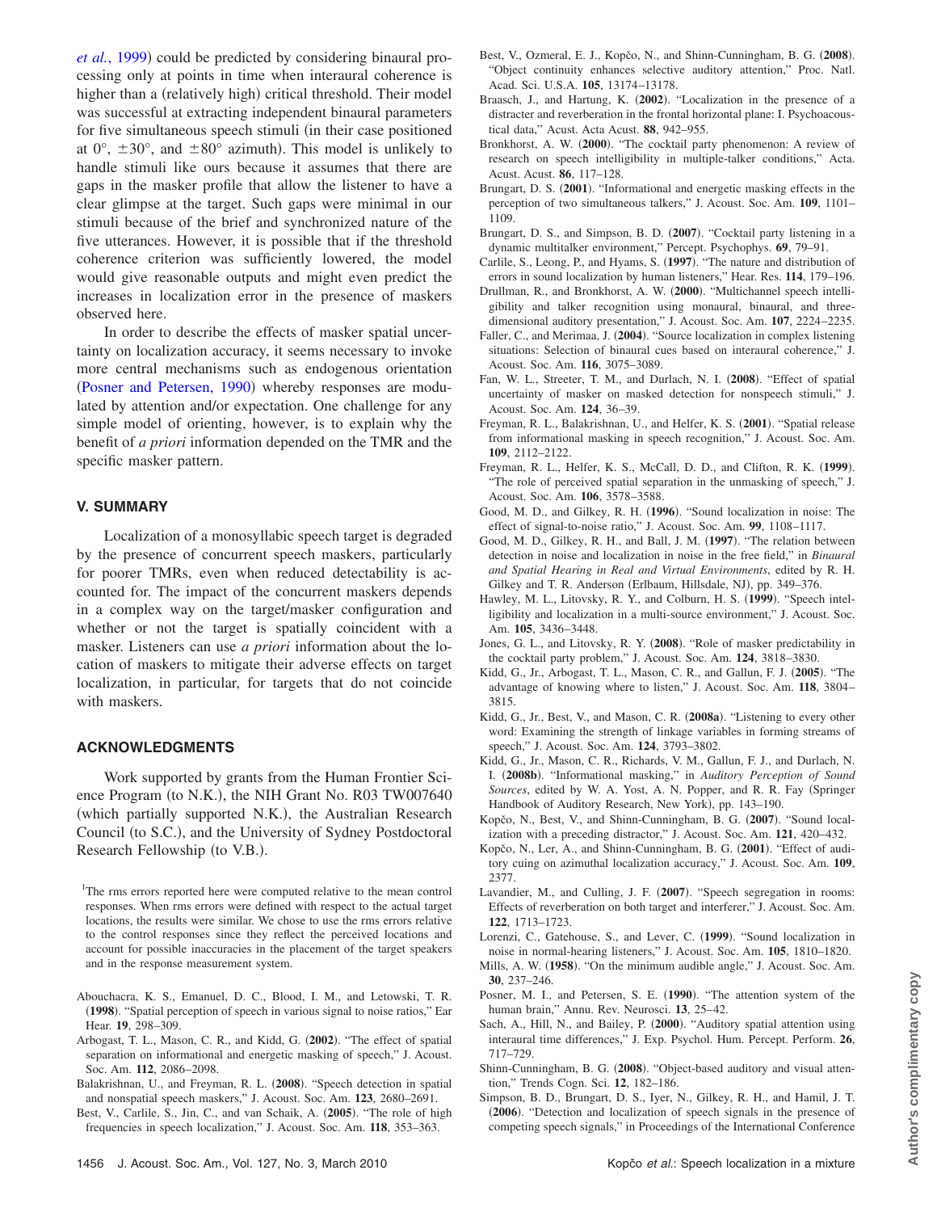*et al.*, 1999) could be predicted by considering binaural processing only at points in time when interaural coherence is higher than a (relatively high) critical threshold. Their model was successful at extracting independent binaural parameters for five simultaneous speech stimuli (in their case positioned at 0°, ±30°, and ±80° azimuth). This model is unlikely to handle stimuli like ours because it assumes that there are gaps in the masker profile that allow the listener to have a clear glimpse at the target. Such gaps were minimal in our stimuli because of the brief and synchronized nature of the five utterances. However, it is possible that if the threshold coherence criterion was sufficiently lowered, the model would give reasonable outputs and might even predict the increases in localization error in the presence of maskers observed here.

In order to describe the effects of masker spatial uncertainty on localization accuracy, it seems necessary to invoke more central mechanisms such as endogenous orientation (Posner and Petersen, 1990) whereby responses are modulated by attention and/or expectation. One challenge for any simple model of orienting, however, is to explain why the benefit of *a priori* information depended on the TMR and the specific masker pattern.

## V. SUMMARY

Localization of a monosyllabic speech target is degraded by the presence of concurrent speech maskers, particularly for poorer TMRs, even when reduced detectability is accounted for. The impact of the concurrent maskers depends in a complex way on the target/masker configuration and whether or not the target is spatially coincident with a masker. Listeners can use *a priori* information about the location of maskers to mitigate their adverse effects on target localization, in particular, for targets that do not coincide with maskers.

## ACKNOWLEDGMENTS

Work supported by grants from the Human Frontier Science Program (to N.K.), the NIH Grant No. R03 TW007640 (which partially supported N.K.), the Australian Research Council (to S.C.), and the University of Sydney Postdoctoral Research Fellowship (to V.B.).

[1]The rms errors reported here were computed relative to the mean control responses. When rms errors were defined with respect to the actual target locations, the results were similar. We chose to use the rms errors relative to the control responses since they reflect the perceived locations and account for possible inaccuracies in the placement of the target speakers and in the response measurement system.

Abouchacra, K. S., Emanuel, D. C., Blood, I. M., and Letowski, T. R. (**1998**). "Spatial perception of speech in various signal to noise ratios," Ear Hear. **19**, 298–309.

Arbogast, T. L., Mason, C. R., and Kidd, G. (**2002**). "The effect of spatial separation on informational and energetic masking of speech," J. Acoust. Soc. Am. **112**, 2086–2098.

Balakrishnan, U., and Freyman, R. L. (**2008**). "Speech detection in spatial and nonspatial speech maskers," J. Acoust. Soc. Am. **123**, 2680–2691.

Best, V., Carlile, S., Jin, C., and van Schaik, A. (**2005**). "The role of high frequencies in speech localization," J. Acoust. Soc. Am. **118**, 353–363.

Best, V., Ozmeral, E. J., Kopčo, N., and Shinn-Cunningham, B. G. (**2008**). "Object continuity enhances selective auditory attention," Proc. Natl. Acad. Sci. U.S.A. **105**, 13174–13178.

Braasch, J., and Hartung, K. (**2002**). "Localization in the presence of a distracter and reverberation in the frontal horizontal plane: I. Psychoacoustical data," Acust. Acta Acust. **88**, 942–955.

Bronkhorst, A. W. (**2000**). "The cocktail party phenomenon: A review of research on speech intelligibility in multiple-talker conditions," Acta. Acust. Acust. **86**, 117–128.

Brungart, D. S. (**2001**). "Informational and energetic masking effects in the perception of two simultaneous talkers," J. Acoust. Soc. Am. **109**, 1101–1109.

Brungart, D. S., and Simpson, B. D. (**2007**). "Cocktail party listening in a dynamic multitalker environment," Percept. Psychophys. **69**, 79–91.

Carlile, S., Leong, P., and Hyams, S. (**1997**). "The nature and distribution of errors in sound localization by human listeners," Hear. Res. **114**, 179–196.

Drullman, R., and Bronkhorst, A. W. (**2000**). "Multichannel speech intelligibility and talker recognition using monaural, binaural, and three-dimensional auditory presentation," J. Acoust. Soc. Am. **107**, 2224–2235.

Faller, C., and Merimaa, J. (**2004**). "Source localization in complex listening situations: Selection of binaural cues based on interaural coherence," J. Acoust. Soc. Am. **116**, 3075–3089.

Fan, W. L., Streeter, T. M., and Durlach, N. I. (**2008**). "Effect of spatial uncertainty of masker on masked detection for nonspeech stimuli," J. Acoust. Soc. Am. **124**, 36–39.

Freyman, R. L., Balakrishnan, U., and Helfer, K. S. (**2001**). "Spatial release from informational masking in speech recognition," J. Acoust. Soc. Am. **109**, 2112–2122.

Freyman, R. L., Helfer, K. S., McCall, D. D., and Clifton, R. K. (**1999**). "The role of perceived spatial separation in the unmasking of speech," J. Acoust. Soc. Am. **106**, 3578–3588.

Good, M. D., and Gilkey, R. H. (**1996**). "Sound localization in noise: The effect of signal-to-noise ratio," J. Acoust. Soc. Am. **99**, 1108–1117.

Good, M. D., Gilkey, R. H., and Ball, J. M. (**1997**). "The relation between detection in noise and localization in noise in the free field," in *Binaural and Spatial Hearing in Real and Virtual Environments*, edited by R. H. Gilkey and T. R. Anderson (Erlbaum, Hillsdale, NJ), pp. 349–376.

Hawley, M. L., Litovsky, R. Y., and Colburn, H. S. (**1999**). "Speech intelligibility and localization in a multi-source environment," J. Acoust. Soc. Am. **105**, 3436–3448.

Jones, G. L., and Litovsky, R. Y. (**2008**). "Role of masker predictability in the cocktail party problem," J. Acoust. Soc. Am. **124**, 3818–3830.

Kidd, G., Jr., Arbogast, T. L., Mason, C. R., and Gallun, F. J. (**2005**). "The advantage of knowing where to listen," J. Acoust. Soc. Am. **118**, 3804–3815.

Kidd, G., Jr., Best, V., and Mason, C. R. (**2008a**). "Listening to every other word: Examining the strength of linkage variables in forming streams of speech," J. Acoust. Soc. Am. **124**, 3793–3802.

Kidd, G., Jr., Mason, C. R., Richards, V. M., Gallun, F. J., and Durlach, N. I. (**2008b**). "Informational masking," in *Auditory Perception of Sound Sources*, edited by W. A. Yost, A. N. Popper, and R. R. Fay (Springer Handbook of Auditory Research, New York), pp. 143–190.

Kopčo, N., Best, V., and Shinn-Cunningham, B. G. (**2007**). "Sound localization with a preceding distractor," J. Acoust. Soc. Am. **121**, 420–432.

Kopčo, N., Ler, A., and Shinn-Cunningham, B. G. (**2001**). "Effect of auditory cuing on azimuthal localization accuracy," J. Acoust. Soc. Am. **109**, 2377.

Lavandier, M., and Culling, J. F. (**2007**). "Speech segregation in rooms: Effects of reverberation on both target and interferer," J. Acoust. Soc. Am. **122**, 1713–1723.

Lorenzi, C., Gatehouse, S., and Lever, C. (**1999**). "Sound localization in noise in normal-hearing listeners," J. Acoust. Soc. Am. **105**, 1810–1820.

Mills, A. W. (**1958**). "On the minimum audible angle," J. Acoust. Soc. Am. **30**, 237–246.

Posner, M. I., and Petersen, S. E. (**1990**). "The attention system of the human brain," Annu. Rev. Neurosci. **13**, 25–42.

Sach, A., Hill, N., and Bailey, P. (**2000**). "Auditory spatial attention using interaural time differences," J. Exp. Psychol. Hum. Percept. Perform. **26**, 717–729.

Shinn-Cunningham, B. G. (**2008**). "Object-based auditory and visual attention," Trends Cogn. Sci. **12**, 182–186.

Simpson, B. D., Brungart, D. S., Iyer, N., Gilkey, R. H., and Hamil, J. T. (**2006**). "Detection and localization of speech signals in the presence of competing speech signals," in Proceedings of the International Conference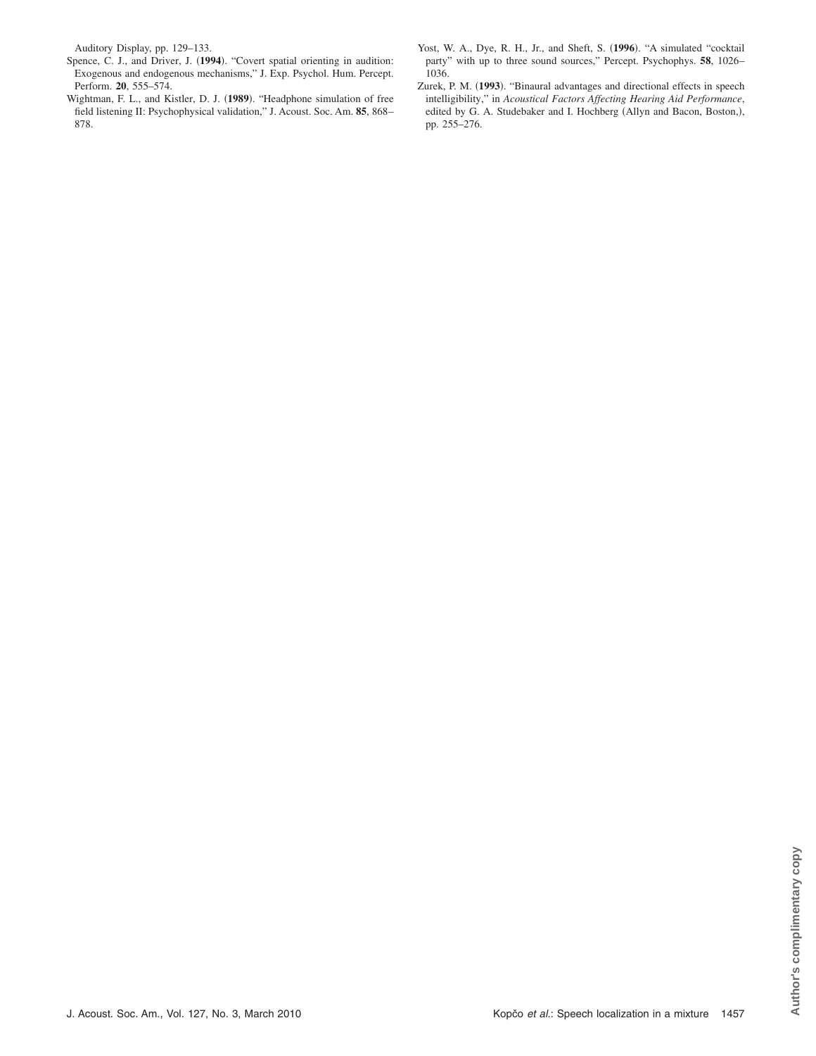Auditory Display, pp. 129–133.

Spence, C. J., and Driver, J. (**1994**). "Covert spatial orienting in audition: Exogenous and endogenous mechanisms," J. Exp. Psychol. Hum. Percept. Perform. **20**, 555–574.

Wightman, F. L., and Kistler, D. J. (**1989**). "Headphone simulation of free field listening II: Psychophysical validation," J. Acoust. Soc. Am. **85**, 868–878.

Yost, W. A., Dye, R. H., Jr., and Sheft, S. (**1996**). "A simulated "cocktail party" with up to three sound sources," Percept. Psychophys. **58**, 1026–1036.

Zurek, P. M. (**1993**). "Binaural advantages and directional effects in speech intelligibility," in *Acoustical Factors Affecting Hearing Aid Performance*, edited by G. A. Studebaker and I. Hochberg (Allyn and Bacon, Boston,), pp. 255–276.